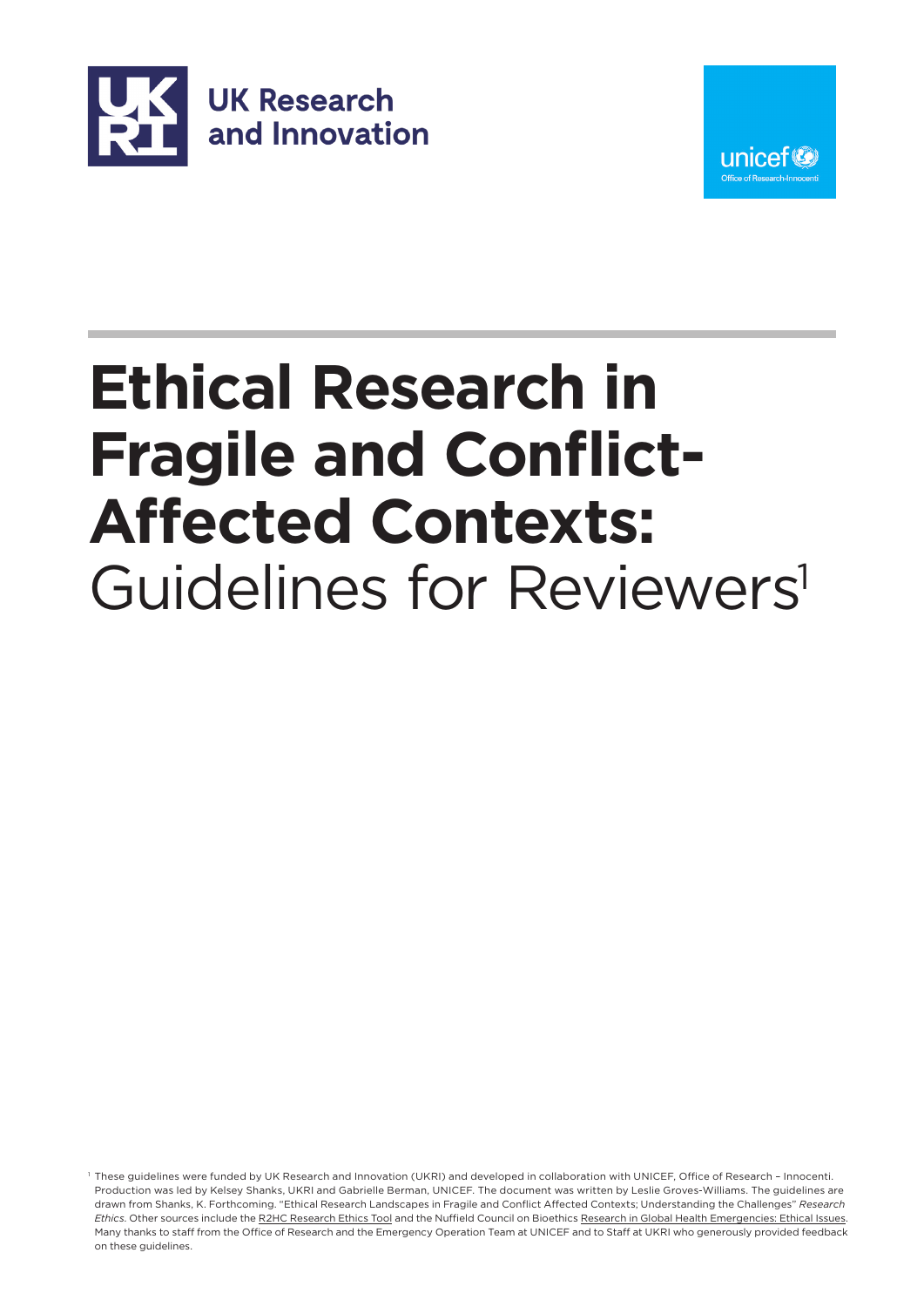UK Research and Innovation

unicef Office of Research-Innocenti

# Ethical Research in Fragile and Conflict-Affected Contexts: Guidelines for Reviewers[1]

[1] These guidelines were funded by UK Research and Innovation (UKRI) and developed in collaboration with UNICEF, Office of Research – Innocenti. Production was led by Kelsey Shanks, UKRI and Gabrielle Berman, UNICEF. The document was written by Leslie Groves-Williams. The guidelines are drawn from Shanks, K. Forthcoming. "Ethical Research Landscapes in Fragile and Conflict Affected Contexts; Understanding the Challenges" *Research Ethics*. Other sources include the R2HC Research Ethics Tool and the Nuffield Council on Bioethics Research in Global Health Emergencies: Ethical Issues. Many thanks to staff from the Office of Research and the Emergency Operation Team at UNICEF and to Staff at UKRI who generously provided feedback on these guidelines.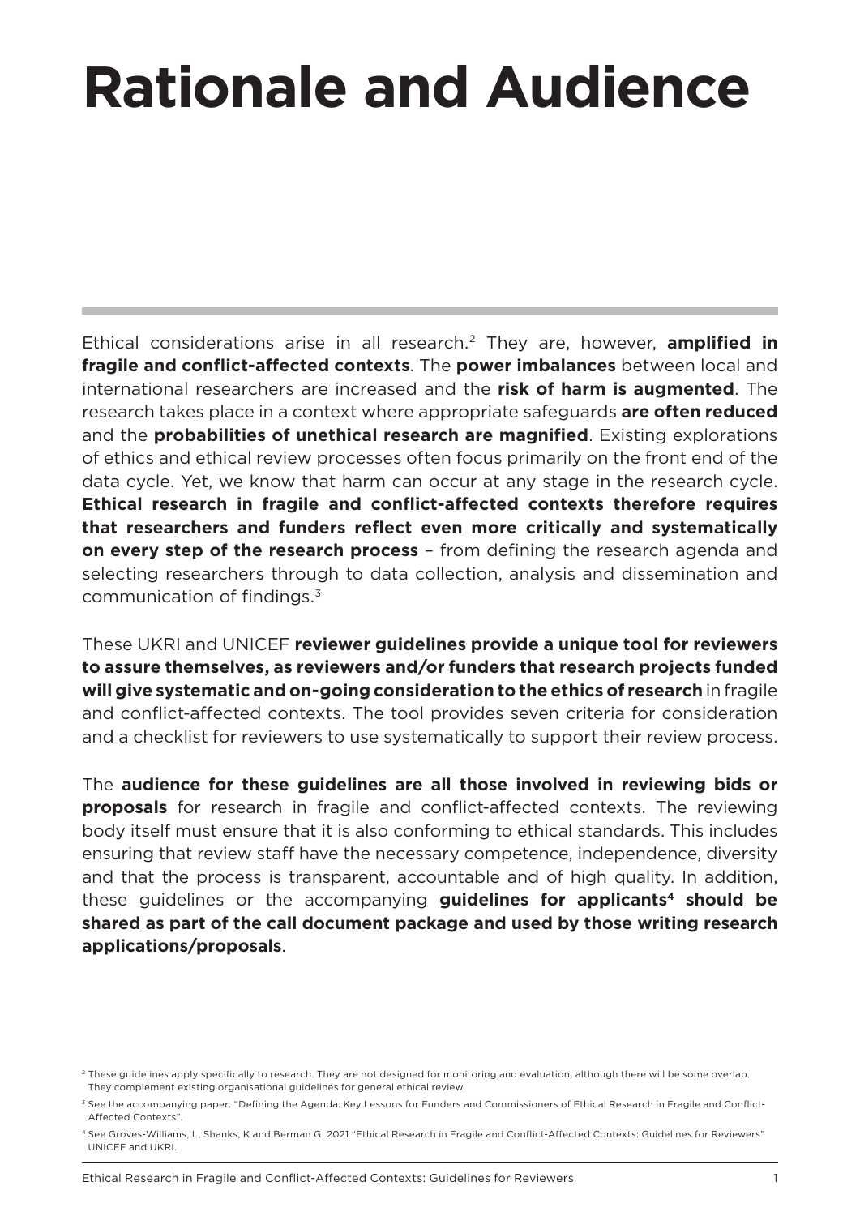# Rationale and Audience

Ethical considerations arise in all research.[2] They are, however, **amplified in fragile and conflict-affected contexts**. The **power imbalances** between local and international researchers are increased and the **risk of harm is augmented**. The research takes place in a context where appropriate safeguards **are often reduced** and the **probabilities of unethical research are magnified**. Existing explorations of ethics and ethical review processes often focus primarily on the front end of the data cycle. Yet, we know that harm can occur at any stage in the research cycle. **Ethical research in fragile and conflict-affected contexts therefore requires that researchers and funders reflect even more critically and systematically on every step of the research process** – from defining the research agenda and selecting researchers through to data collection, analysis and dissemination and communication of findings.[3]

These UKRI and UNICEF **reviewer guidelines provide a unique tool for reviewers to assure themselves, as reviewers and/or funders that research projects funded will give systematic and on-going consideration to the ethics of research** in fragile and conflict-affected contexts. The tool provides seven criteria for consideration and a checklist for reviewers to use systematically to support their review process.

The **audience for these guidelines are all those involved in reviewing bids or proposals** for research in fragile and conflict-affected contexts. The reviewing body itself must ensure that it is also conforming to ethical standards. This includes ensuring that review staff have the necessary competence, independence, diversity and that the process is transparent, accountable and of high quality. In addition, these guidelines or the accompanying **guidelines for applicants[4] should be shared as part of the call document package and used by those writing research applications/proposals**.

[2] These guidelines apply specifically to research. They are not designed for monitoring and evaluation, although there will be some overlap. They complement existing organisational guidelines for general ethical review.

[3] See the accompanying paper: "Defining the Agenda: Key Lessons for Funders and Commissioners of Ethical Research in Fragile and Conflict-Affected Contexts".

[4] See Groves-Williams, L, Shanks, K and Berman G. 2021 "Ethical Research in Fragile and Conflict-Affected Contexts: Guidelines for Reviewers" UNICEF and UKRI.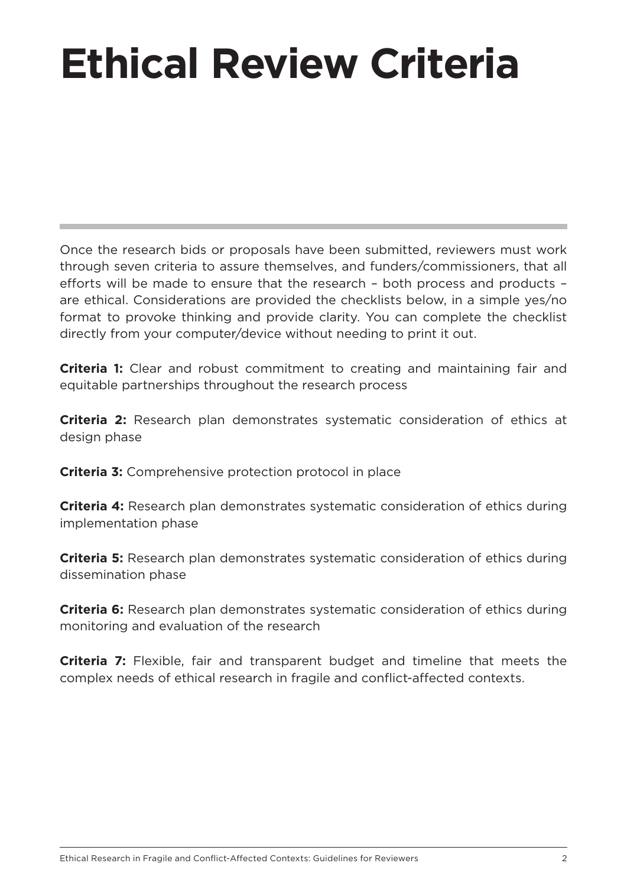# Ethical Review Criteria

Once the research bids or proposals have been submitted, reviewers must work through seven criteria to assure themselves, and funders/commissioners, that all efforts will be made to ensure that the research – both process and products – are ethical. Considerations are provided the checklists below, in a simple yes/no format to provoke thinking and provide clarity. You can complete the checklist directly from your computer/device without needing to print it out.

**Criteria 1:** Clear and robust commitment to creating and maintaining fair and equitable partnerships throughout the research process

**Criteria 2:** Research plan demonstrates systematic consideration of ethics at design phase

**Criteria 3:** Comprehensive protection protocol in place

**Criteria 4:** Research plan demonstrates systematic consideration of ethics during implementation phase

**Criteria 5:** Research plan demonstrates systematic consideration of ethics during dissemination phase

**Criteria 6:** Research plan demonstrates systematic consideration of ethics during monitoring and evaluation of the research

**Criteria 7:** Flexible, fair and transparent budget and timeline that meets the complex needs of ethical research in fragile and conflict-affected contexts.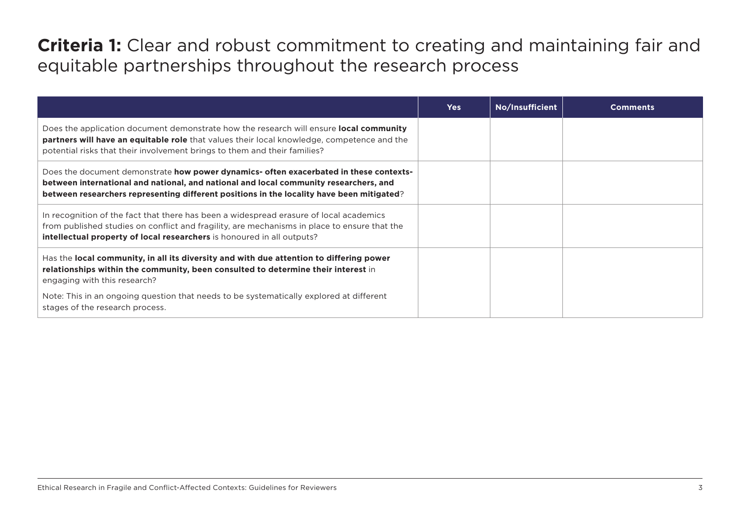# **Criteria 1:** Clear and robust commitment to creating and maintaining fair and equitable partnerships throughout the research process

| | Yes | No/Insufficient | Comments |
|---|---|---|---|
| Does the application document demonstrate how the research will ensure **local community partners will have an equitable role** that values their local knowledge, competence and the potential risks that their involvement brings to them and their families? | | | |
| Does the document demonstrate **how power dynamics- often exacerbated in these contexts- between international and national, and national and local community researchers, and between researchers representing different positions in the locality have been mitigated**? | | | |
| In recognition of the fact that there has been a widespread erasure of local academics from published studies on conflict and fragility, are mechanisms in place to ensure that the **intellectual property of local researchers** is honoured in all outputs? | | | |
| Has the **local community, in all its diversity and with due attention to differing power relationships within the community, been consulted to determine their interest** in engaging with this research?<br><br>Note: This in an ongoing question that needs to be systematically explored at different stages of the research process. | | | |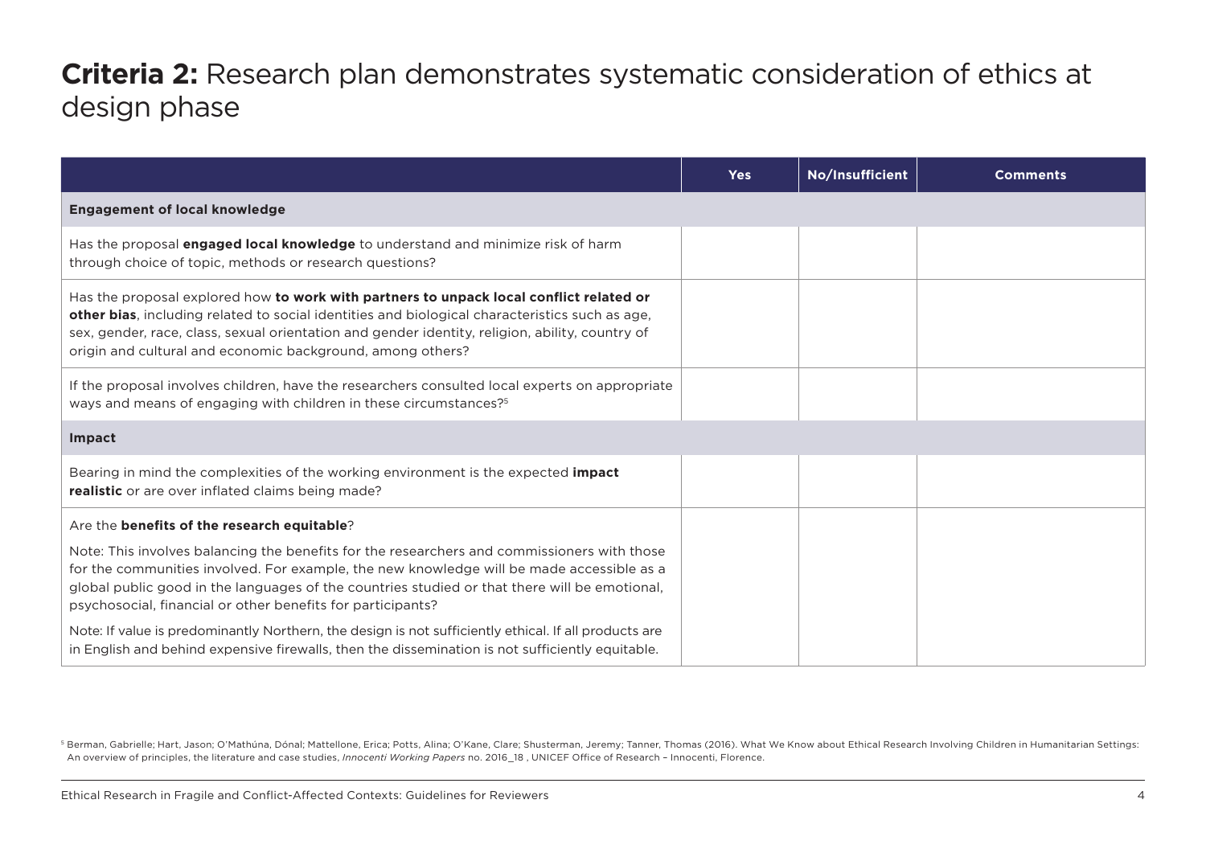# **Criteria 2:** Research plan demonstrates systematic consideration of ethics at design phase

| | Yes | No/Insufficient | Comments |
|---|---|---|---|
| **Engagement of local knowledge** | | | |
| Has the proposal **engaged local knowledge** to understand and minimize risk of harm through choice of topic, methods or research questions? | | | |
| Has the proposal explored how **to work with partners to unpack local conflict related or other bias**, including related to social identities and biological characteristics such as age, sex, gender, race, class, sexual orientation and gender identity, religion, ability, country of origin and cultural and economic background, among others? | | | |
| If the proposal involves children, have the researchers consulted local experts on appropriate ways and means of engaging with children in these circumstances?[5] | | | |
| **Impact** | | | |
| Bearing in mind the complexities of the working environment is the expected **impact realistic** or are over inflated claims being made? | | | |
| Are the **benefits of the research equitable**? <br><br> Note: This involves balancing the benefits for the researchers and commissioners with those for the communities involved. For example, the new knowledge will be made accessible as a global public good in the languages of the countries studied or that there will be emotional, psychosocial, financial or other benefits for participants? <br><br> Note: If value is predominantly Northern, the design is not sufficiently ethical. If all products are in English and behind expensive firewalls, then the dissemination is not sufficiently equitable. | | | |

[5] Berman, Gabrielle; Hart, Jason; O'Mathúna, Dónal; Mattellone, Erica; Potts, Alina; O'Kane, Clare; Shusterman, Jeremy; Tanner, Thomas (2016). What We Know about Ethical Research Involving Children in Humanitarian Settings: An overview of principles, the literature and case studies, *Innocenti Working Papers* no. 2016_18 , UNICEF Office of Research – Innocenti, Florence.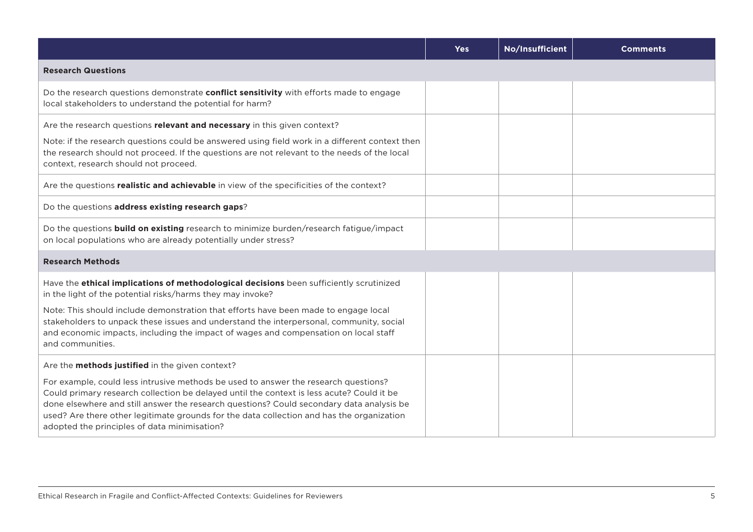| | Yes | No/Insufficient | Comments |
|---|---|---|---|
| **Research Questions** | | | |
| Do the research questions demonstrate **conflict sensitivity** with efforts made to engage local stakeholders to understand the potential for harm? | | | |
| Are the research questions **relevant and necessary** in this given context?<br><br>Note: if the research questions could be answered using field work in a different context then the research should not proceed. If the questions are not relevant to the needs of the local context, research should not proceed. | | | |
| Are the questions **realistic and achievable** in view of the specificities of the context? | | | |
| Do the questions **address existing research gaps**? | | | |
| Do the questions **build on existing** research to minimize burden/research fatigue/impact on local populations who are already potentially under stress? | | | |
| **Research Methods** | | | |
| Have the **ethical implications of methodological decisions** been sufficiently scrutinized in the light of the potential risks/harms they may invoke?<br><br>Note: This should include demonstration that efforts have been made to engage local stakeholders to unpack these issues and understand the interpersonal, community, social and economic impacts, including the impact of wages and compensation on local staff and communities. | | | |
| Are the **methods justified** in the given context?<br><br>For example, could less intrusive methods be used to answer the research questions? Could primary research collection be delayed until the context is less acute? Could it be done elsewhere and still answer the research questions? Could secondary data analysis be used? Are there other legitimate grounds for the data collection and has the organization adopted the principles of data minimisation? | | | |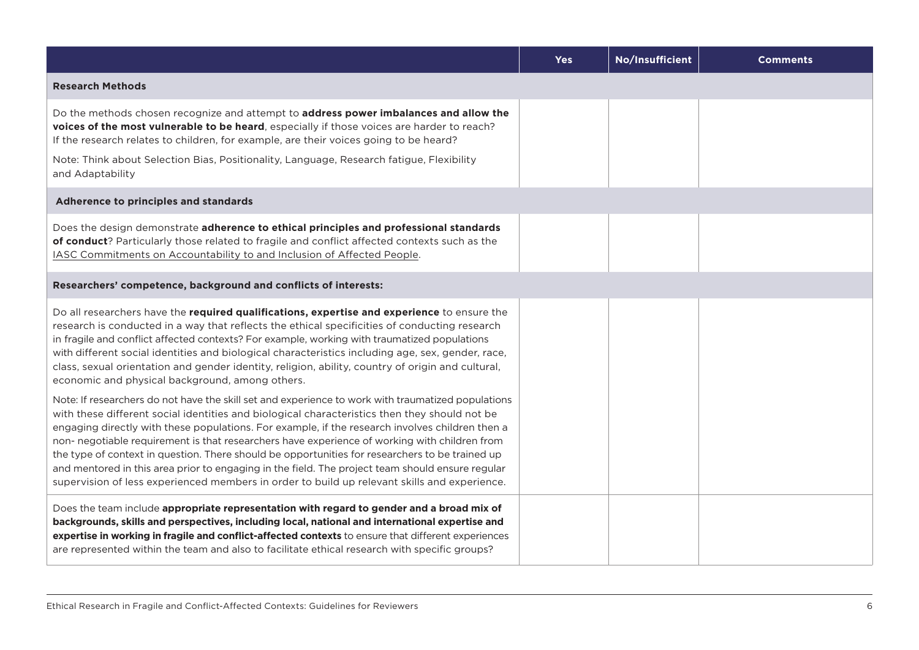| | Yes | No/Insufficient | Comments |
|---|---|---|---|
| **Research Methods** | | | |
| Do the methods chosen recognize and attempt to **address power imbalances and allow the voices of the most vulnerable to be heard**, especially if those voices are harder to reach? If the research relates to children, for example, are their voices going to be heard?<br><br>Note: Think about Selection Bias, Positionality, Language, Research fatigue, Flexibility and Adaptability | | | |
| **Adherence to principles and standards** | | | |
| Does the design demonstrate **adherence to ethical principles and professional standards of conduct**? Particularly those related to fragile and conflict affected contexts such as the IASC Commitments on Accountability to and Inclusion of Affected People. | | | |
| **Researchers' competence, background and conflicts of interests:** | | | |
| Do all researchers have the **required qualifications, expertise and experience** to ensure the research is conducted in a way that reflects the ethical specificities of conducting research in fragile and conflict affected contexts? For example, working with traumatized populations with different social identities and biological characteristics including age, sex, gender, race, class, sexual orientation and gender identity, religion, ability, country of origin and cultural, economic and physical background, among others.<br><br>Note: If researchers do not have the skill set and experience to work with traumatized populations with these different social identities and biological characteristics then they should not be engaging directly with these populations. For example, if the research involves children then a non- negotiable requirement is that researchers have experience of working with children from the type of context in question. There should be opportunities for researchers to be trained up and mentored in this area prior to engaging in the field. The project team should ensure regular supervision of less experienced members in order to build up relevant skills and experience. | | | |
| Does the team include **appropriate representation with regard to gender and a broad mix of backgrounds, skills and perspectives, including local, national and international expertise and expertise in working in fragile and conflict-affected contexts** to ensure that different experiences are represented within the team and also to facilitate ethical research with specific groups? | | | |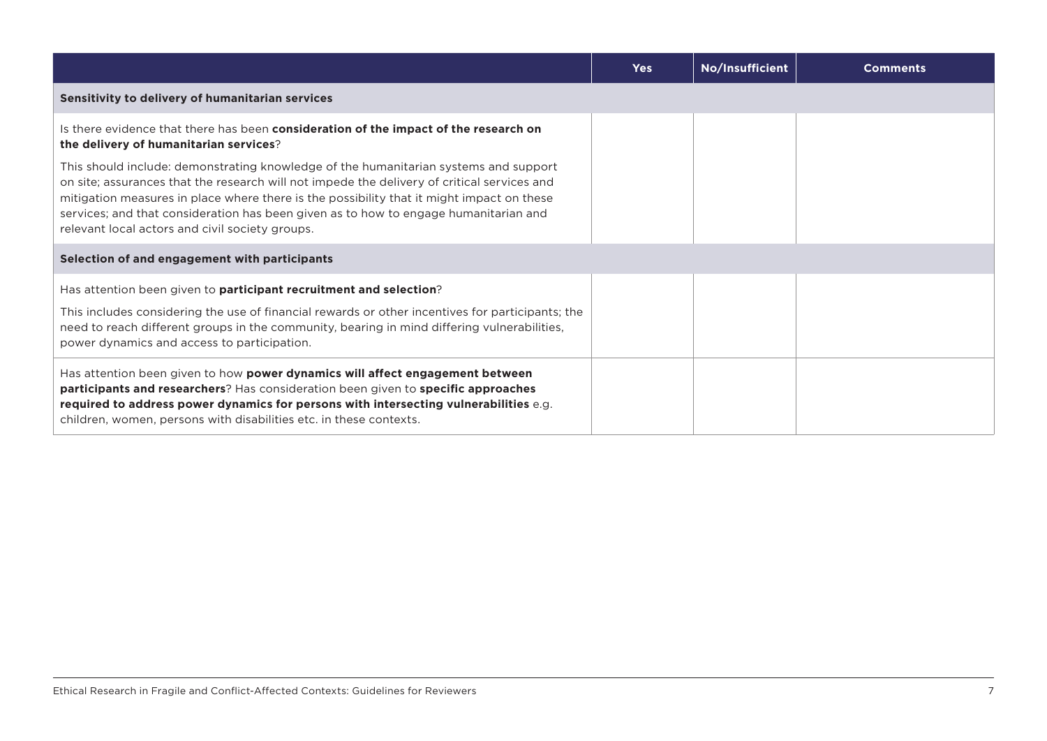| | Yes | No/Insufficient | Comments |
|---|---|---|---|
| **Sensitivity to delivery of humanitarian services** | | | |
| Is there evidence that there has been **consideration of the impact of the research on the delivery of humanitarian services**?<br><br>This should include: demonstrating knowledge of the humanitarian systems and support on site; assurances that the research will not impede the delivery of critical services and mitigation measures in place where there is the possibility that it might impact on these services; and that consideration has been given as to how to engage humanitarian and relevant local actors and civil society groups. | | | |
| **Selection of and engagement with participants** | | | |
| Has attention been given to **participant recruitment and selection**?<br><br>This includes considering the use of financial rewards or other incentives for participants; the need to reach different groups in the community, bearing in mind differing vulnerabilities, power dynamics and access to participation. | | | |
| Has attention been given to how **power dynamics will affect engagement between participants and researchers**? Has consideration been given to **specific approaches required to address power dynamics for persons with intersecting vulnerabilities** e.g. children, women, persons with disabilities etc. in these contexts. | | | |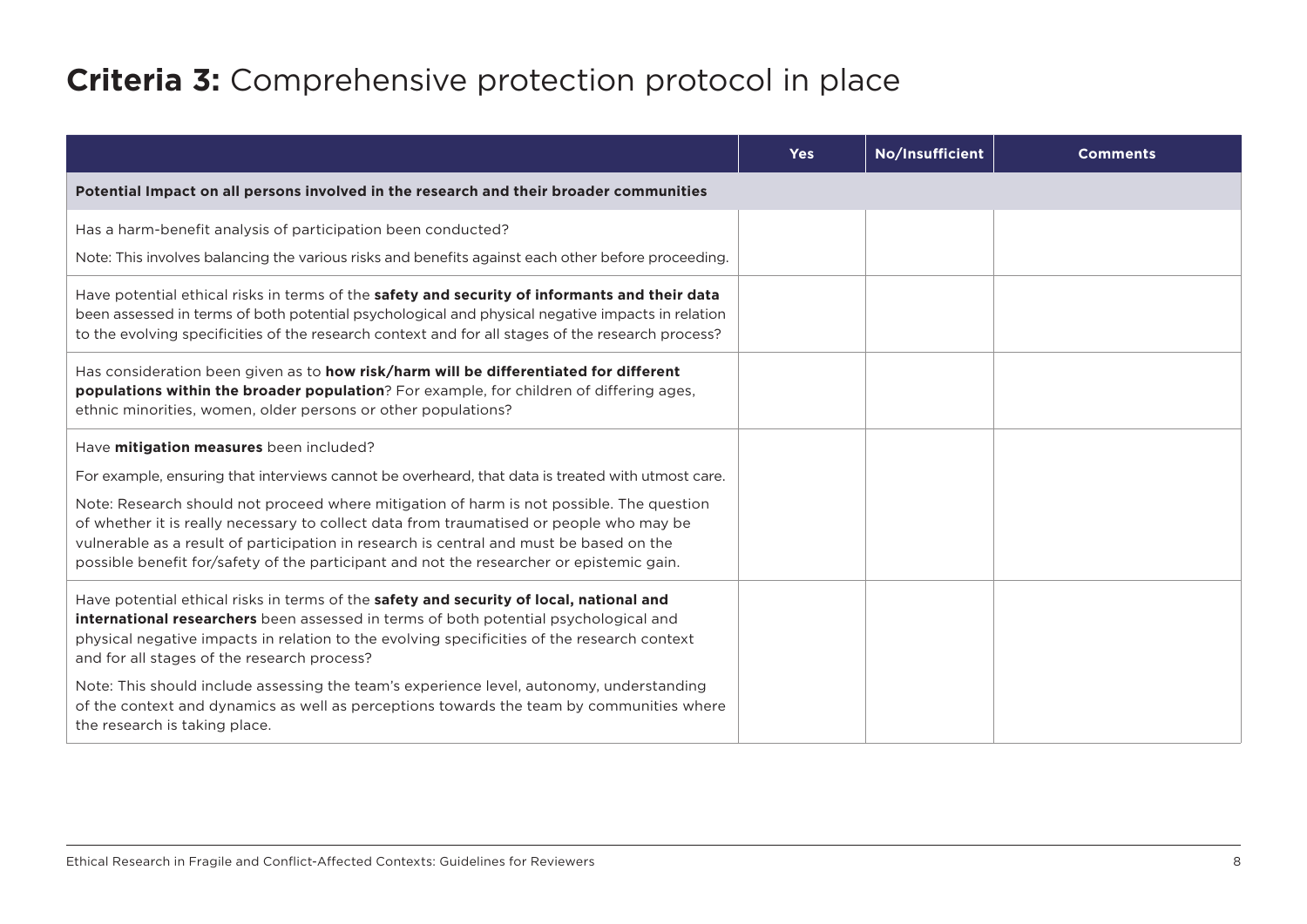# **Criteria 3:** Comprehensive protection protocol in place

| | Yes | No/Insufficient | Comments |
|---|---|---|---|
| **Potential Impact on all persons involved in the research and their broader communities** | | | |
| Has a harm-benefit analysis of participation been conducted?<br><br>Note: This involves balancing the various risks and benefits against each other before proceeding. | | | |
| Have potential ethical risks in terms of the **safety and security of informants and their data** been assessed in terms of both potential psychological and physical negative impacts in relation to the evolving specificities of the research context and for all stages of the research process? | | | |
| Has consideration been given as to **how risk/harm will be differentiated for different populations within the broader population**? For example, for children of differing ages, ethnic minorities, women, older persons or other populations? | | | |
| Have **mitigation measures** been included?<br><br>For example, ensuring that interviews cannot be overheard, that data is treated with utmost care.<br><br>Note: Research should not proceed where mitigation of harm is not possible. The question of whether it is really necessary to collect data from traumatised or people who may be vulnerable as a result of participation in research is central and must be based on the possible benefit for/safety of the participant and not the researcher or epistemic gain. | | | |
| Have potential ethical risks in terms of the **safety and security of local, national and international researchers** been assessed in terms of both potential psychological and physical negative impacts in relation to the evolving specificities of the research context and for all stages of the research process?<br><br>Note: This should include assessing the team's experience level, autonomy, understanding of the context and dynamics as well as perceptions towards the team by communities where the research is taking place. | | | |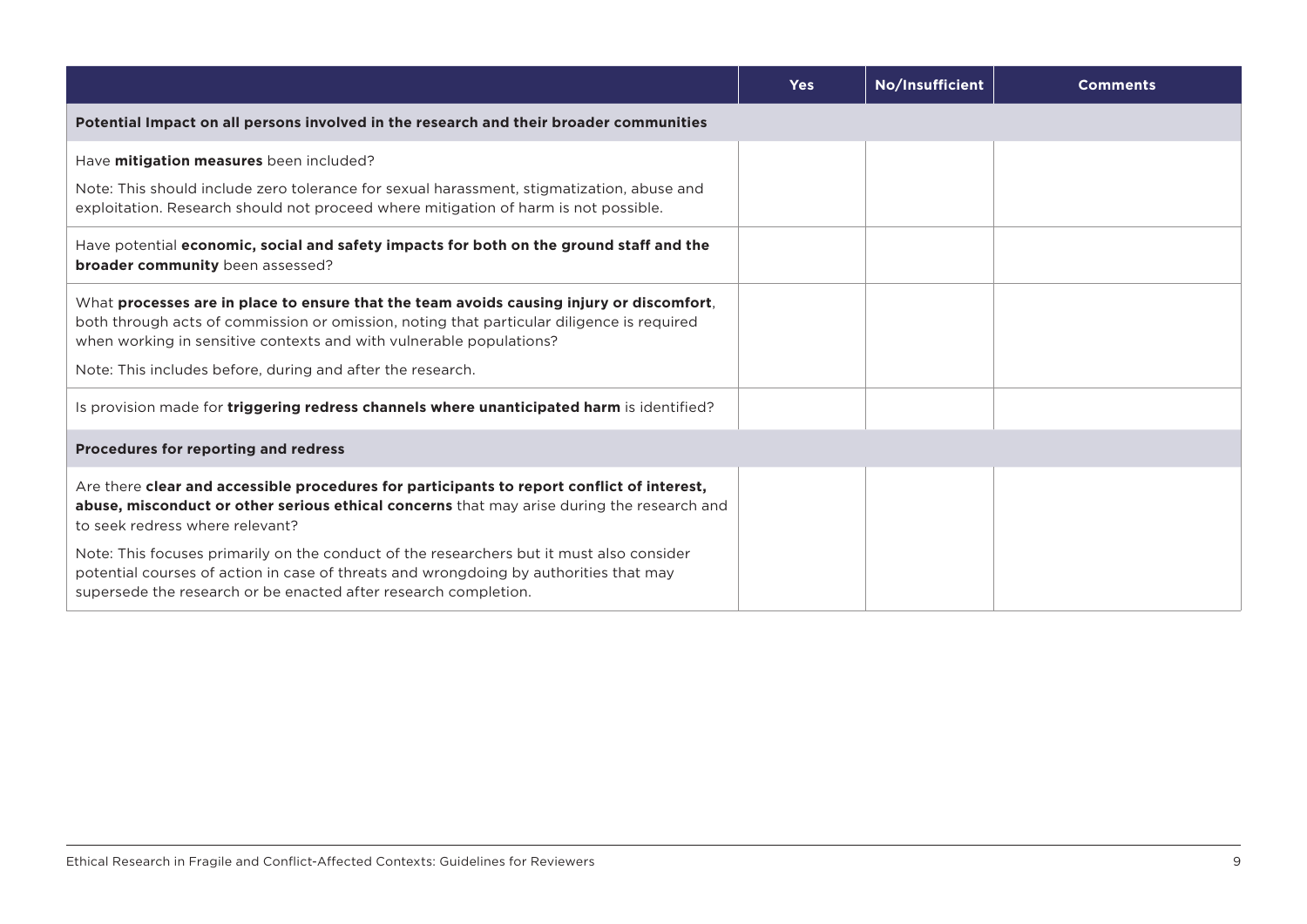| | Yes | No/Insufficient | Comments |
|---|---|---|---|
| **Potential Impact on all persons involved in the research and their broader communities** | | | |
| Have **mitigation measures** been included?<br><br>Note: This should include zero tolerance for sexual harassment, stigmatization, abuse and exploitation. Research should not proceed where mitigation of harm is not possible. | | | |
| Have potential **economic, social and safety impacts for both on the ground staff and the broader community** been assessed? | | | |
| What **processes are in place to ensure that the team avoids causing injury or discomfort**, both through acts of commission or omission, noting that particular diligence is required when working in sensitive contexts and with vulnerable populations?<br><br>Note: This includes before, during and after the research. | | | |
| Is provision made for **triggering redress channels where unanticipated harm** is identified? | | | |
| **Procedures for reporting and redress** | | | |
| Are there **clear and accessible procedures for participants to report conflict of interest, abuse, misconduct or other serious ethical concerns** that may arise during the research and to seek redress where relevant?<br><br>Note: This focuses primarily on the conduct of the researchers but it must also consider potential courses of action in case of threats and wrongdoing by authorities that may supersede the research or be enacted after research completion. | | | |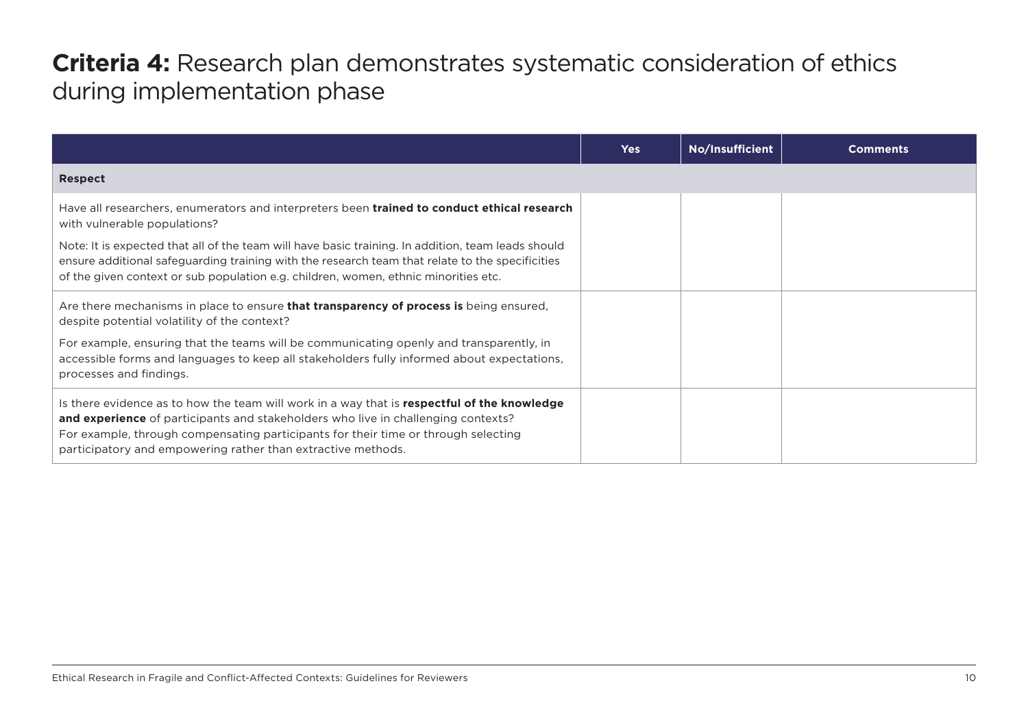# **Criteria 4:** Research plan demonstrates systematic consideration of ethics during implementation phase

| | Yes | No/Insufficient | Comments |
|---|---|---|---|
| **Respect** | | | |
| Have all researchers, enumerators and interpreters been **trained to conduct ethical research** with vulnerable populations?<br><br>Note: It is expected that all of the team will have basic training. In addition, team leads should ensure additional safeguarding training with the research team that relate to the specificities of the given context or sub population e.g. children, women, ethnic minorities etc. | | | |
| Are there mechanisms in place to ensure **that transparency of process is** being ensured, despite potential volatility of the context?<br><br>For example, ensuring that the teams will be communicating openly and transparently, in accessible forms and languages to keep all stakeholders fully informed about expectations, processes and findings. | | | |
| Is there evidence as to how the team will work in a way that is **respectful of the knowledge and experience** of participants and stakeholders who live in challenging contexts? For example, through compensating participants for their time or through selecting participatory and empowering rather than extractive methods. | | | |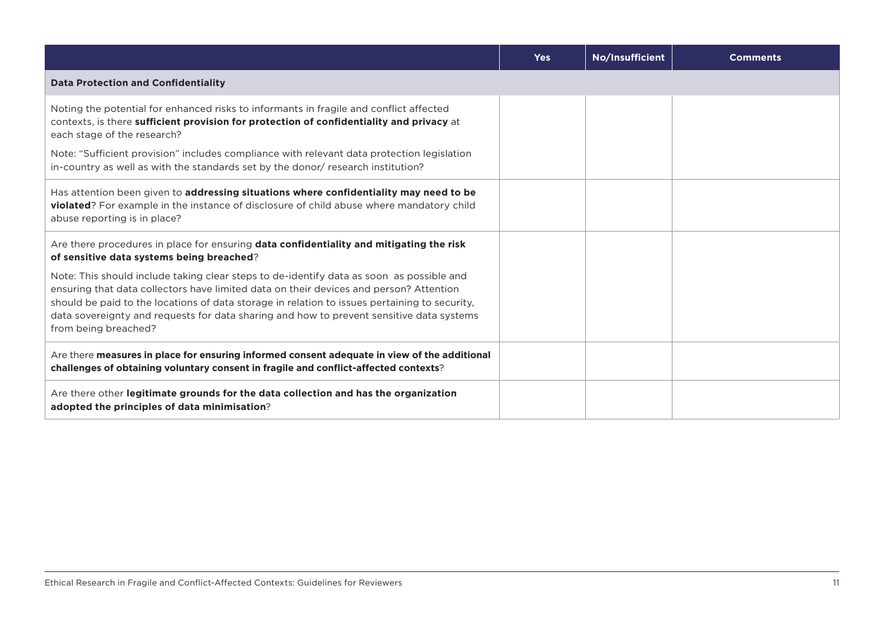| | Yes | No/Insufficient | Comments |
|---|---|---|---|
| **Data Protection and Confidentiality** | | | |
| Noting the potential for enhanced risks to informants in fragile and conflict affected contexts, is there **sufficient provision for protection of confidentiality and privacy** at each stage of the research?<br><br>Note: "Sufficient provision" includes compliance with relevant data protection legislation in-country as well as with the standards set by the donor/ research institution? | | | |
| Has attention been given to **addressing situations where confidentiality may need to be violated**? For example in the instance of disclosure of child abuse where mandatory child abuse reporting is in place? | | | |
| Are there procedures in place for ensuring **data confidentiality and mitigating the risk of sensitive data systems being breached**?<br><br>Note: This should include taking clear steps to de-identify data as soon as possible and ensuring that data collectors have limited data on their devices and person? Attention should be paid to the locations of data storage in relation to issues pertaining to security, data sovereignty and requests for data sharing and how to prevent sensitive data systems from being breached? | | | |
| Are there **measures in place for ensuring informed consent adequate in view of the additional challenges of obtaining voluntary consent in fragile and conflict-affected contexts**? | | | |
| Are there other **legitimate grounds for the data collection and has the organization adopted the principles of data minimisation**? | | | |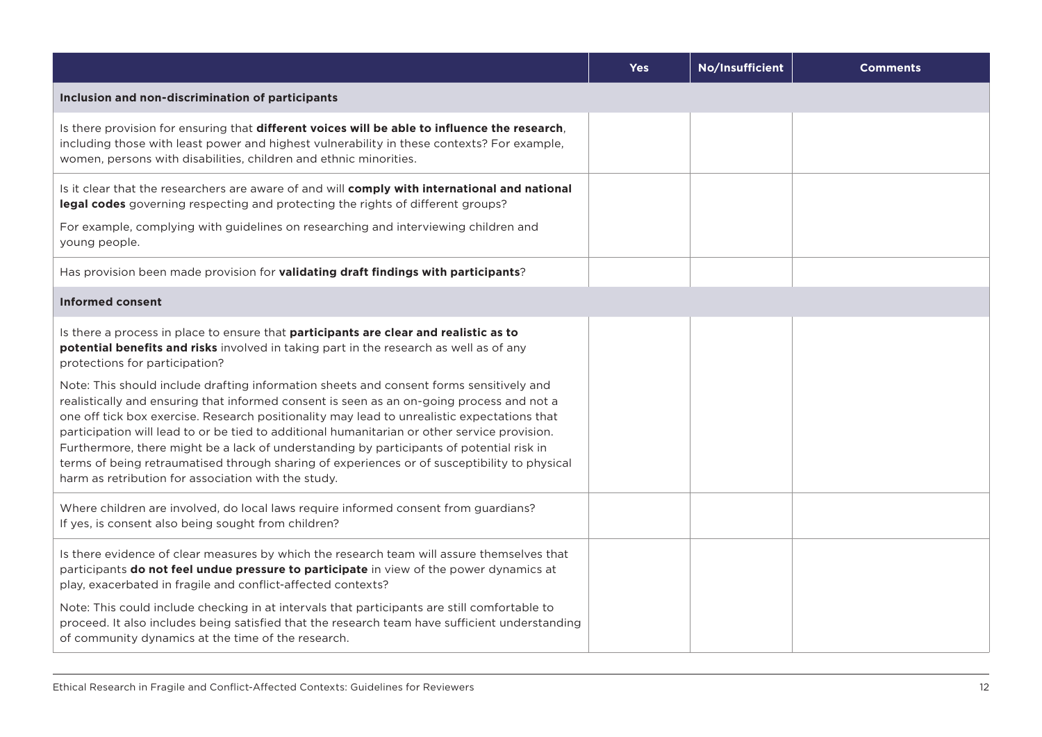| | Yes | No/Insufficient | Comments |
|---|---|---|---|
| **Inclusion and non-discrimination of participants** | | | |
| Is there provision for ensuring that **different voices will be able to influence the research**, including those with least power and highest vulnerability in these contexts? For example, women, persons with disabilities, children and ethnic minorities. | | | |
| Is it clear that the researchers are aware of and will **comply with international and national legal codes** governing respecting and protecting the rights of different groups?<br><br>For example, complying with guidelines on researching and interviewing children and young people. | | | |
| Has provision been made provision for **validating draft findings with participants**? | | | |
| **Informed consent** | | | |
| Is there a process in place to ensure that **participants are clear and realistic as to potential benefits and risks** involved in taking part in the research as well as of any protections for participation?<br><br>Note: This should include drafting information sheets and consent forms sensitively and realistically and ensuring that informed consent is seen as an on-going process and not a one off tick box exercise. Research positionality may lead to unrealistic expectations that participation will lead to or be tied to additional humanitarian or other service provision. Furthermore, there might be a lack of understanding by participants of potential risk in terms of being retraumatised through sharing of experiences or of susceptibility to physical harm as retribution for association with the study. | | | |
| Where children are involved, do local laws require informed consent from guardians? If yes, is consent also being sought from children? | | | |
| Is there evidence of clear measures by which the research team will assure themselves that participants **do not feel undue pressure to participate** in view of the power dynamics at play, exacerbated in fragile and conflict-affected contexts?<br><br>Note: This could include checking in at intervals that participants are still comfortable to proceed. It also includes being satisfied that the research team have sufficient understanding of community dynamics at the time of the research. | | | |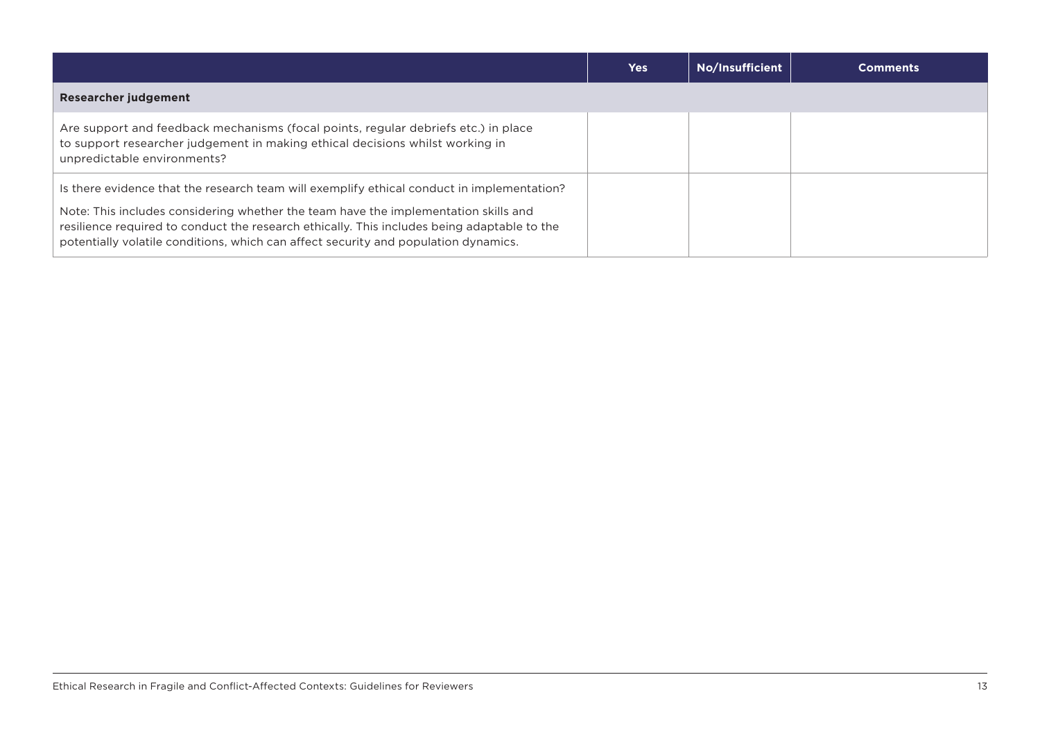| | Yes | No/Insufficient | Comments |
|---|---|---|---|
| **Researcher judgement** | | | |
| Are support and feedback mechanisms (focal points, regular debriefs etc.) in place to support researcher judgement in making ethical decisions whilst working in unpredictable environments? | | | |
| Is there evidence that the research team will exemplify ethical conduct in implementation?<br><br>Note: This includes considering whether the team have the implementation skills and resilience required to conduct the research ethically. This includes being adaptable to the potentially volatile conditions, which can affect security and population dynamics. | | | |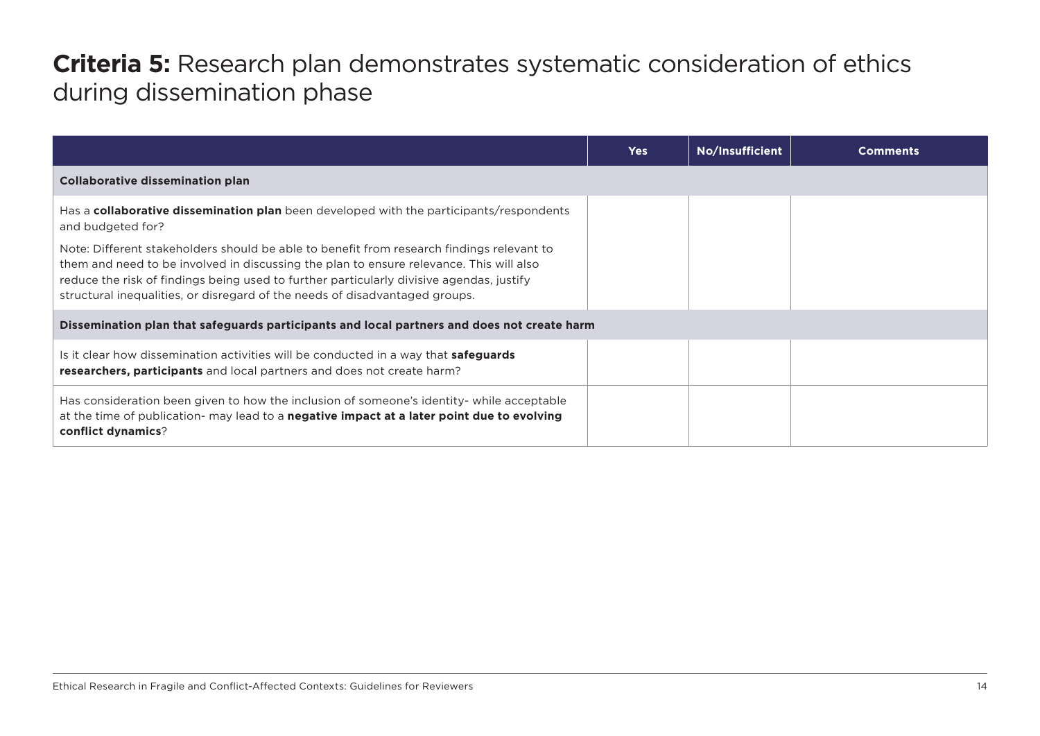## **Criteria 5:** Research plan demonstrates systematic consideration of ethics during dissemination phase

| | Yes | No/Insufficient | Comments |
|---|---|---|---|
| **Collaborative dissemination plan** | | | |
| Has a **collaborative dissemination plan** been developed with the participants/respondents and budgeted for?<br><br>Note: Different stakeholders should be able to benefit from research findings relevant to them and need to be involved in discussing the plan to ensure relevance. This will also reduce the risk of findings being used to further particularly divisive agendas, justify structural inequalities, or disregard of the needs of disadvantaged groups. | | | |
| **Dissemination plan that safeguards participants and local partners and does not create harm** | | | |
| Is it clear how dissemination activities will be conducted in a way that **safeguards researchers, participants** and local partners and does not create harm? | | | |
| Has consideration been given to how the inclusion of someone's identity- while acceptable at the time of publication- may lead to a **negative impact at a later point due to evolving conflict dynamics**? | | | |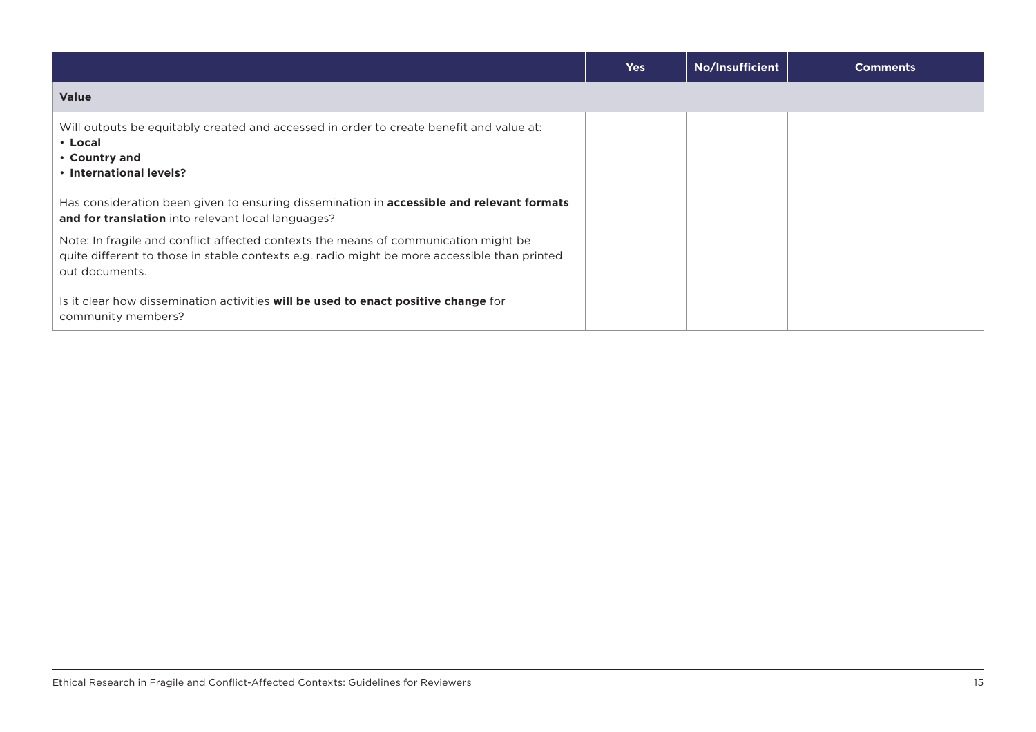| | Yes | No/Insufficient | Comments |
|---|---|---|---|
| **Value** | | | |
| Will outputs be equitably created and accessed in order to create benefit and value at:<br>• **Local**<br>• **Country and**<br>• **International levels?** | | | |
| Has consideration been given to ensuring dissemination in **accessible and relevant formats and for translation** into relevant local languages?<br><br>Note: In fragile and conflict affected contexts the means of communication might be quite different to those in stable contexts e.g. radio might be more accessible than printed out documents. | | | |
| Is it clear how dissemination activities **will be used to enact positive change** for community members? | | | |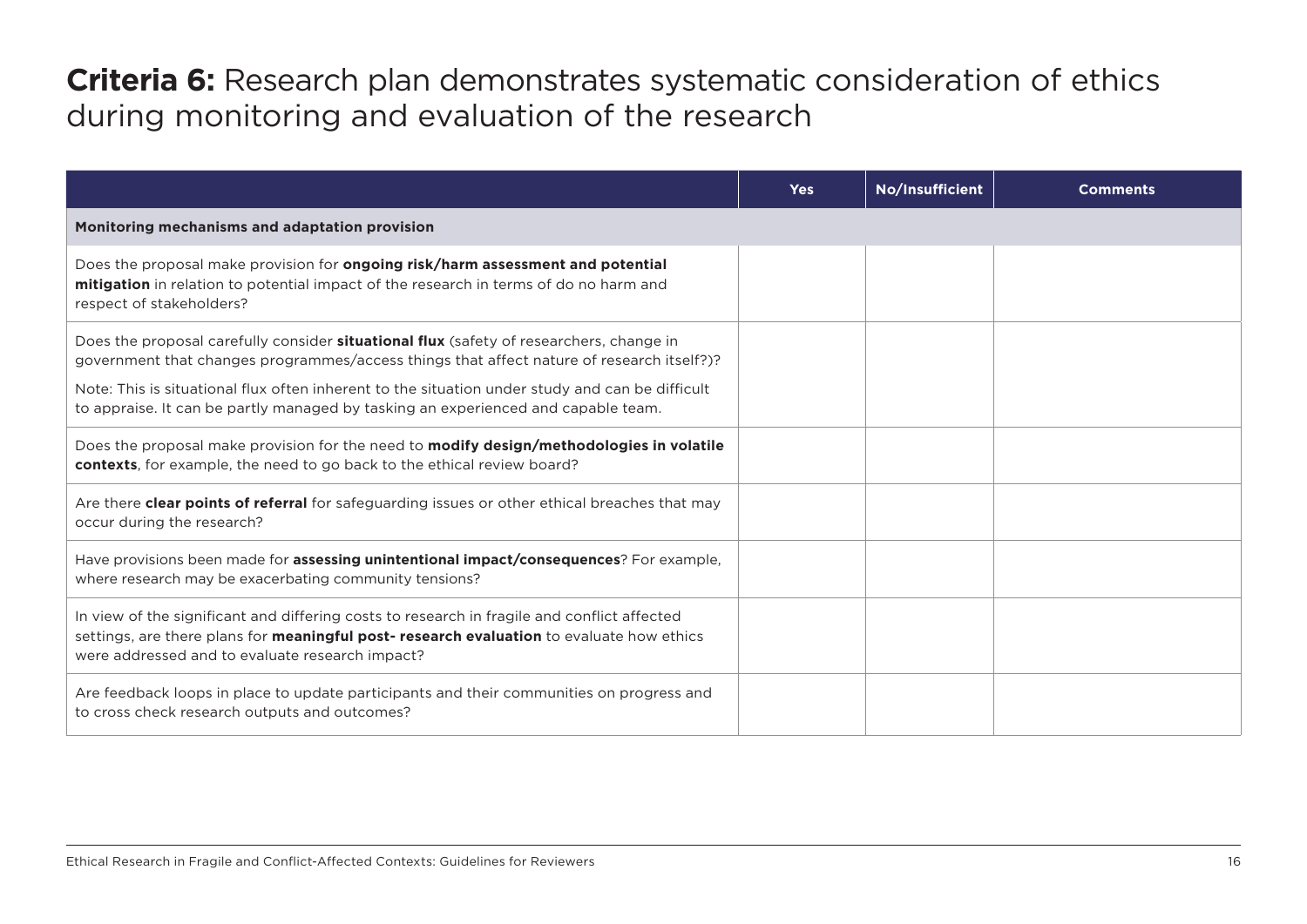# **Criteria 6:** Research plan demonstrates systematic consideration of ethics during monitoring and evaluation of the research

| | Yes | No/Insufficient | Comments |
|---|---|---|---|
| **Monitoring mechanisms and adaptation provision** | | | |
| Does the proposal make provision for **ongoing risk/harm assessment and potential mitigation** in relation to potential impact of the research in terms of do no harm and respect of stakeholders? | | | |
| Does the proposal carefully consider **situational flux** (safety of researchers, change in government that changes programmes/access things that affect nature of research itself?)?<br><br>Note: This is situational flux often inherent to the situation under study and can be difficult to appraise. It can be partly managed by tasking an experienced and capable team. | | | |
| Does the proposal make provision for the need to **modify design/methodologies in volatile contexts**, for example, the need to go back to the ethical review board? | | | |
| Are there **clear points of referral** for safeguarding issues or other ethical breaches that may occur during the research? | | | |
| Have provisions been made for **assessing unintentional impact/consequences**? For example, where research may be exacerbating community tensions? | | | |
| In view of the significant and differing costs to research in fragile and conflict affected settings, are there plans for **meaningful post- research evaluation** to evaluate how ethics were addressed and to evaluate research impact? | | | |
| Are feedback loops in place to update participants and their communities on progress and to cross check research outputs and outcomes? | | | |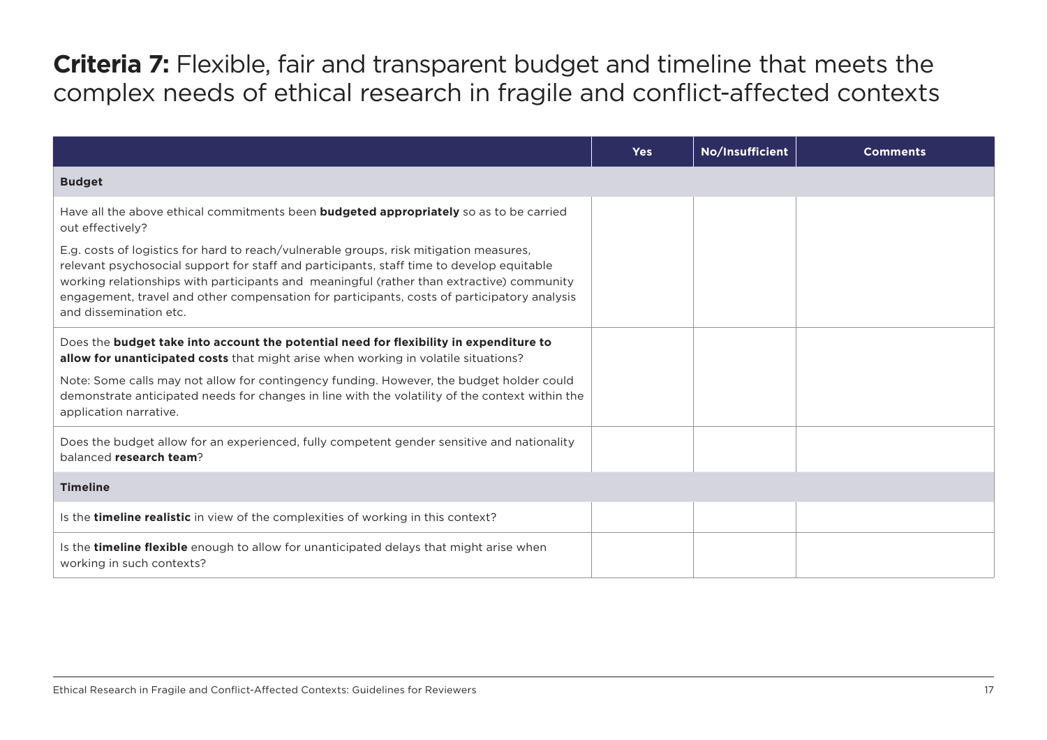# **Criteria 7:** Flexible, fair and transparent budget and timeline that meets the complex needs of ethical research in fragile and conflict-affected contexts

| | Yes | No/Insufficient | Comments |
|---|---|---|---|
| **Budget** | | | |
| Have all the above ethical commitments been **budgeted appropriately** so as to be carried out effectively?<br><br>E.g. costs of logistics for hard to reach/vulnerable groups, risk mitigation measures, relevant psychosocial support for staff and participants, staff time to develop equitable working relationships with participants and meaningful (rather than extractive) community engagement, travel and other compensation for participants, costs of participatory analysis and dissemination etc. | | | |
| Does the **budget take into account the potential need for flexibility in expenditure to allow for unanticipated costs** that might arise when working in volatile situations?<br><br>Note: Some calls may not allow for contingency funding. However, the budget holder could demonstrate anticipated needs for changes in line with the volatility of the context within the application narrative. | | | |
| Does the budget allow for an experienced, fully competent gender sensitive and nationality balanced **research team**? | | | |
| **Timeline** | | | |
| Is the **timeline realistic** in view of the complexities of working in this context? | | | |
| Is the **timeline flexible** enough to allow for unanticipated delays that might arise when working in such contexts? | | | |